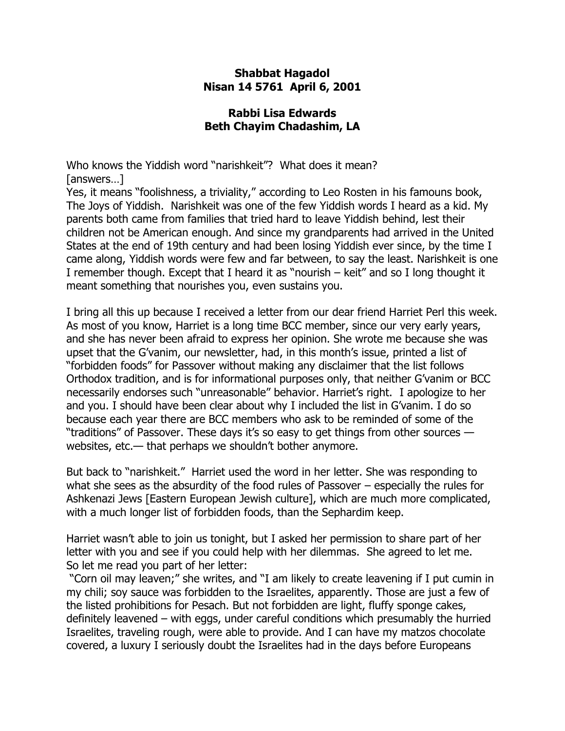**Shabbat Hagadol**
**Nisan 14 5761 April 6, 2001**

**Rabbi Lisa Edwards**
**Beth Chayim Chadashim, LA**

Who knows the Yiddish word "narishkeit"? What does it mean?
[answers…]
Yes, it means "foolishness, a triviality," according to Leo Rosten in his famouns book, The Joys of Yiddish. Narishkeit was one of the few Yiddish words I heard as a kid. My parents both came from families that tried hard to leave Yiddish behind, lest their children not be American enough. And since my grandparents had arrived in the United States at the end of 19th century and had been losing Yiddish ever since, by the time I came along, Yiddish words were few and far between, to say the least. Narishkeit is one I remember though. Except that I heard it as "nourish – keit" and so I long thought it meant something that nourishes you, even sustains you.

I bring all this up because I received a letter from our dear friend Harriet Perl this week. As most of you know, Harriet is a long time BCC member, since our very early years, and she has never been afraid to express her opinion. She wrote me because she was upset that the G'vanim, our newsletter, had, in this month's issue, printed a list of "forbidden foods" for Passover without making any disclaimer that the list follows Orthodox tradition, and is for informational purposes only, that neither G'vanim or BCC necessarily endorses such "unreasonable" behavior. Harriet's right. I apologize to her and you. I should have been clear about why I included the list in G'vanim. I do so because each year there are BCC members who ask to be reminded of some of the "traditions" of Passover. These days it's so easy to get things from other sources — websites, etc.— that perhaps we shouldn't bother anymore.

But back to "narishkeit." Harriet used the word in her letter. She was responding to what she sees as the absurdity of the food rules of Passover – especially the rules for Ashkenazi Jews [Eastern European Jewish culture], which are much more complicated, with a much longer list of forbidden foods, than the Sephardim keep.

Harriet wasn't able to join us tonight, but I asked her permission to share part of her letter with you and see if you could help with her dilemmas. She agreed to let me. So let me read you part of her letter:
"Corn oil may leaven;" she writes, and "I am likely to create leavening if I put cumin in my chili; soy sauce was forbidden to the Israelites, apparently. Those are just a few of the listed prohibitions for Pesach. But not forbidden are light, fluffy sponge cakes, definitely leavened – with eggs, under careful conditions which presumably the hurried Israelites, traveling rough, were able to provide. And I can have my matzos chocolate covered, a luxury I seriously doubt the Israelites had in the days before Europeans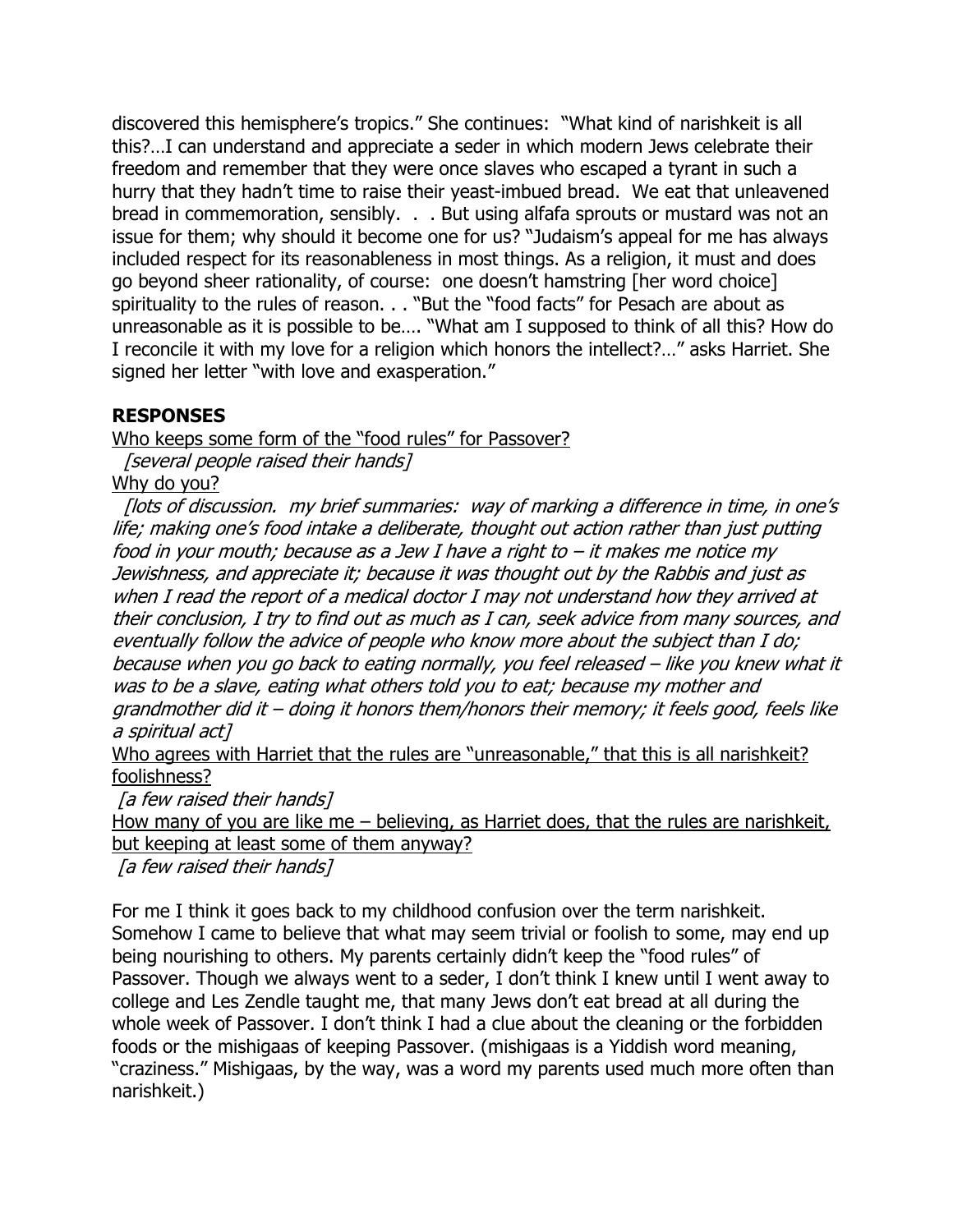discovered this hemisphere's tropics." She continues: "What kind of narishkeit is all this?…I can understand and appreciate a seder in which modern Jews celebrate their freedom and remember that they were once slaves who escaped a tyrant in such a hurry that they hadn't time to raise their yeast-imbued bread. We eat that unleavened bread in commemoration, sensibly. . . But using alfafa sprouts or mustard was not an issue for them; why should it become one for us? "Judaism's appeal for me has always included respect for its reasonableness in most things. As a religion, it must and does go beyond sheer rationality, of course: one doesn't hamstring [her word choice] spirituality to the rules of reason. . . "But the "food facts" for Pesach are about as unreasonable as it is possible to be…. "What am I supposed to think of all this? How do I reconcile it with my love for a religion which honors the intellect?…" asks Harriet. She signed her letter "with love and exasperation."

## RESPONSES

Who keeps some form of the "food rules" for Passover?

*[several people raised their hands]*

Why do you?

*[lots of discussion. my brief summaries: way of marking a difference in time, in one's life; making one's food intake a deliberate, thought out action rather than just putting food in your mouth; because as a Jew I have a right to – it makes me notice my Jewishness, and appreciate it; because it was thought out by the Rabbis and just as when I read the report of a medical doctor I may not understand how they arrived at their conclusion, I try to find out as much as I can, seek advice from many sources, and eventually follow the advice of people who know more about the subject than I do; because when you go back to eating normally, you feel released – like you knew what it was to be a slave, eating what others told you to eat; because my mother and grandmother did it – doing it honors them/honors their memory; it feels good, feels like a spiritual act]*

Who agrees with Harriet that the rules are "unreasonable," that this is all narishkeit? foolishness?

*[a few raised their hands]*

How many of you are like me – believing, as Harriet does, that the rules are narishkeit, but keeping at least some of them anyway?

*[a few raised their hands]*

For me I think it goes back to my childhood confusion over the term narishkeit. Somehow I came to believe that what may seem trivial or foolish to some, may end up being nourishing to others. My parents certainly didn't keep the "food rules" of Passover. Though we always went to a seder, I don't think I knew until I went away to college and Les Zendle taught me, that many Jews don't eat bread at all during the whole week of Passover. I don't think I had a clue about the cleaning or the forbidden foods or the mishigaas of keeping Passover. (mishigaas is a Yiddish word meaning, "craziness." Mishigaas, by the way, was a word my parents used much more often than narishkeit.)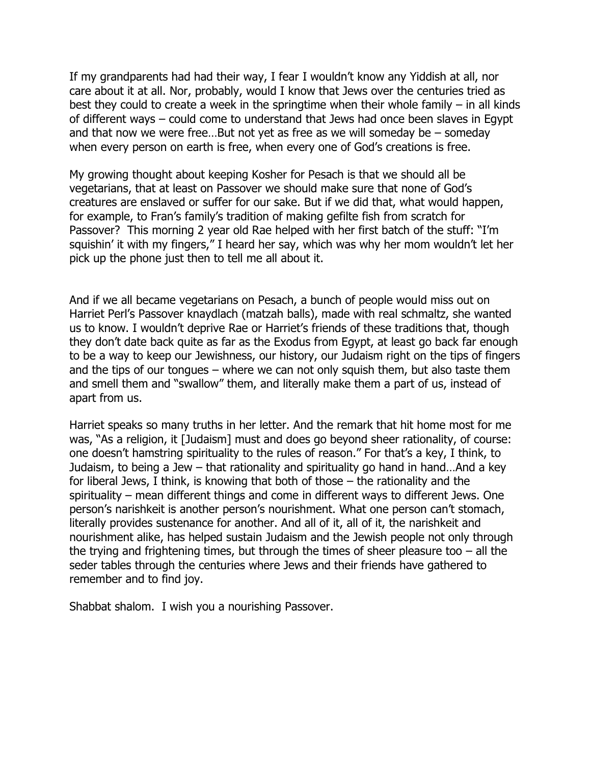If my grandparents had had their way, I fear I wouldn't know any Yiddish at all, nor care about it at all. Nor, probably, would I know that Jews over the centuries tried as best they could to create a week in the springtime when their whole family – in all kinds of different ways – could come to understand that Jews had once been slaves in Egypt and that now we were free…But not yet as free as we will someday be – someday when every person on earth is free, when every one of God's creations is free.

My growing thought about keeping Kosher for Pesach is that we should all be vegetarians, that at least on Passover we should make sure that none of God's creatures are enslaved or suffer for our sake. But if we did that, what would happen, for example, to Fran's family's tradition of making gefilte fish from scratch for Passover? This morning 2 year old Rae helped with her first batch of the stuff: "I'm squishin' it with my fingers," I heard her say, which was why her mom wouldn't let her pick up the phone just then to tell me all about it.

And if we all became vegetarians on Pesach, a bunch of people would miss out on Harriet Perl's Passover knaydlach (matzah balls), made with real schmaltz, she wanted us to know. I wouldn't deprive Rae or Harriet's friends of these traditions that, though they don't date back quite as far as the Exodus from Egypt, at least go back far enough to be a way to keep our Jewishness, our history, our Judaism right on the tips of fingers and the tips of our tongues – where we can not only squish them, but also taste them and smell them and "swallow" them, and literally make them a part of us, instead of apart from us.

Harriet speaks so many truths in her letter. And the remark that hit home most for me was, "As a religion, it [Judaism] must and does go beyond sheer rationality, of course: one doesn't hamstring spirituality to the rules of reason." For that's a key, I think, to Judaism, to being a Jew – that rationality and spirituality go hand in hand…And a key for liberal Jews, I think, is knowing that both of those – the rationality and the spirituality – mean different things and come in different ways to different Jews. One person's narishkeit is another person's nourishment. What one person can't stomach, literally provides sustenance for another. And all of it, all of it, the narishkeit and nourishment alike, has helped sustain Judaism and the Jewish people not only through the trying and frightening times, but through the times of sheer pleasure too – all the seder tables through the centuries where Jews and their friends have gathered to remember and to find joy.

Shabbat shalom. I wish you a nourishing Passover.